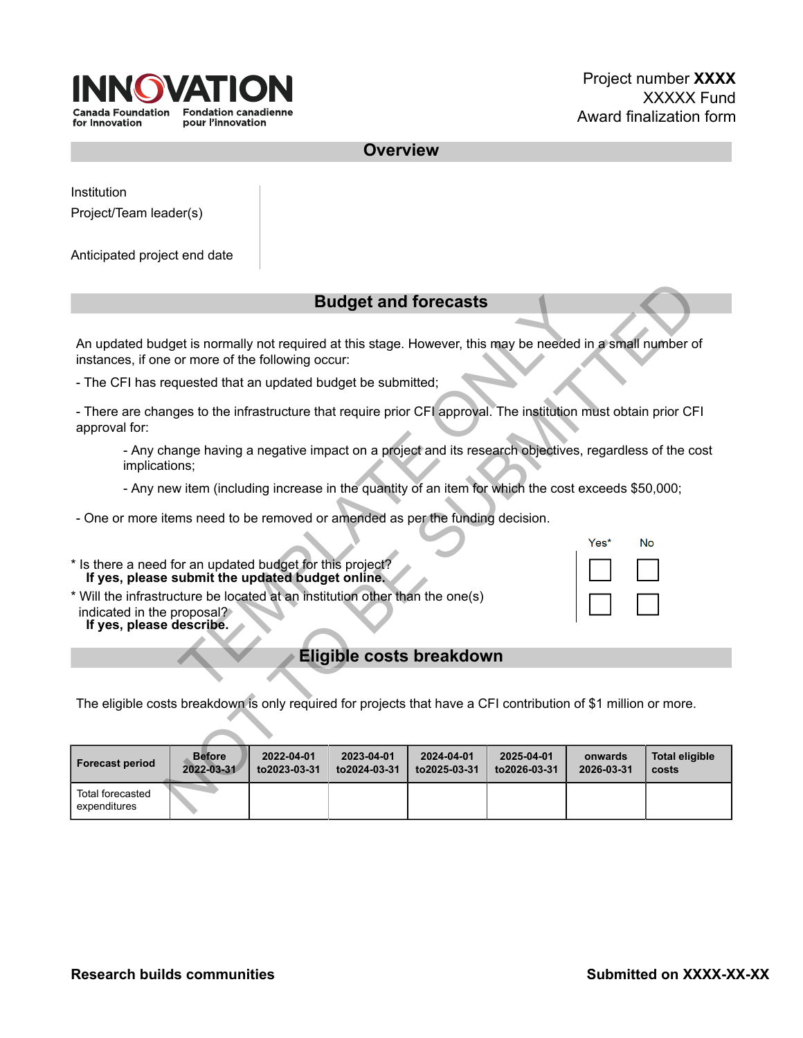INNOVATION
Canada Foundation for Innovation | Fondation canadienne pour l'innovation

Project number **XXXX**
XXXXX Fund
Award finalization form

## Overview

Institution

Project/Team leader(s)

Anticipated project end date

## Budget and forecasts

An updated budget is normally not required at this stage. However, this may be needed in a small number of instances, if one or more of the following occur:

- The CFI has requested that an updated budget be submitted;

- There are changes to the infrastructure that require prior CFI approval. The institution must obtain prior CFI approval for:

  - Any change having a negative impact on a project and its research objectives, regardless of the cost implications;

  - Any new item (including increase in the quantity of an item for which the cost exceeds $50,000;

- One or more items need to be removed or amended as per the funding decision.

| | Yes* | No |
|---|---|---|
| * Is there a need for an updated budget for this project? **If yes, please submit the updated budget online.** | ☐ | ☐ |
| * Will the infrastructure be located at an institution other than the one(s) indicated in the proposal? **If yes, please describe.** | ☐ | ☐ |

## Eligible costs breakdown

The eligible costs breakdown is only required for projects that have a CFI contribution of $1 million or more.

| Forecast period | Before 2022-03-31 | 2022-04-01 to2023-03-31 | 2023-04-01 to2024-03-31 | 2024-04-01 to2025-03-31 | 2025-04-01 to2026-03-31 | onwards 2026-03-31 | Total eligible costs |
|---|---|---|---|---|---|---|---|
| Total forecasted expenditures | | | | | | | |

TEMPLATE ONLY
NOT TO BE SUBMITTED

**Research builds communities**

**Submitted on XXXX-XX-XX**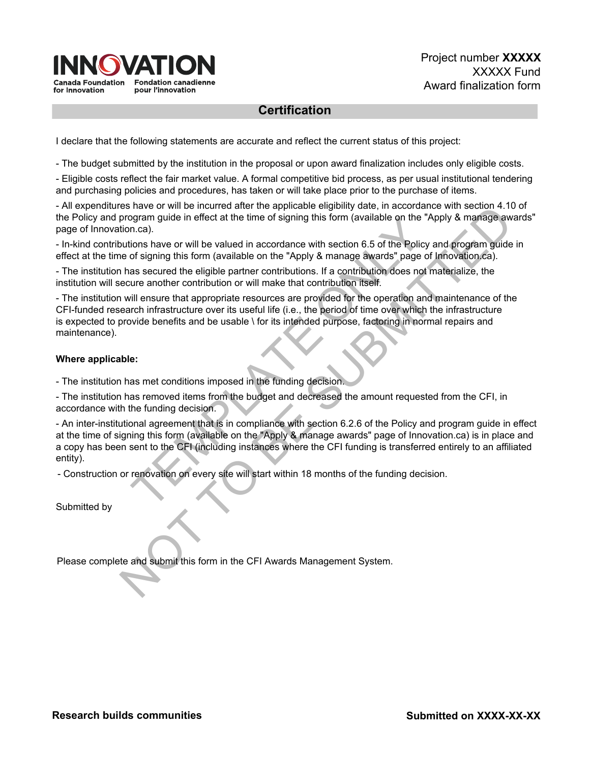Project number **XXXXX**
XXXXX Fund
Award finalization form

## Certification

I declare that the following statements are accurate and reflect the current status of this project:

- The budget submitted by the institution in the proposal or upon award finalization includes only eligible costs.

- Eligible costs reflect the fair market value. A formal competitive bid process, as per usual institutional tendering and purchasing policies and procedures, has taken or will take place prior to the purchase of items.

- All expenditures have or will be incurred after the applicable eligibility date, in accordance with section 4.10 of the Policy and program guide in effect at the time of signing this form (available on the "Apply & manage awards" page of Innovation.ca).

- In-kind contributions have or will be valued in accordance with section 6.5 of the Policy and program guide in effect at the time of signing this form (available on the "Apply & manage awards" page of Innovation.ca).

- The institution has secured the eligible partner contributions. If a contribution does not materialize, the institution will secure another contribution or will make that contribution itself.

- The institution will ensure that appropriate resources are provided for the operation and maintenance of the CFI-funded research infrastructure over its useful life (i.e., the period of time over which the infrastructure is expected to provide benefits and be usable \ for its intended purpose, factoring in normal repairs and maintenance).

**Where applicable:**

- The institution has met conditions imposed in the funding decision.

- The institution has removed items from the budget and decreased the amount requested from the CFI, in accordance with the funding decision.

- An inter-institutional agreement that is in compliance with section 6.2.6 of the Policy and program guide in effect at the time of signing this form (available on the "Apply & manage awards" page of Innovation.ca) is in place and a copy has been sent to the CFI (including instances where the CFI funding is transferred entirely to an affiliated entity).

- Construction or renovation on every site will start within 18 months of the funding decision.

Submitted by

Please complete and submit this form in the CFI Awards Management System.

TEMPLATE ONLY
NOT TO BE SUBMITTED

**Research builds communities** **Submitted on XXXX-XX-XX**